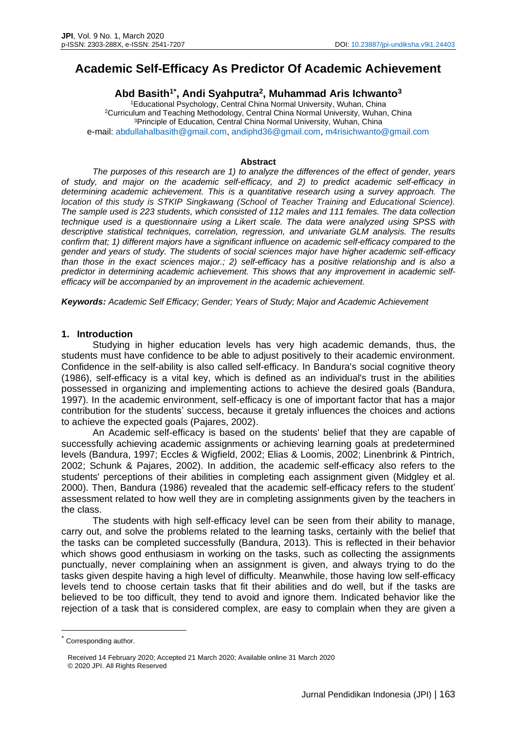# Academic Self-Efficacy As Predictor Of Academic Achievement

**Abd Basith[1*], Andi Syahputra[2], Muhammad Aris Ichwanto[3]**

[1]Educational Psychology, Central China Normal University, Wuhan, China
[2]Curriculum and Teaching Methodology, Central China Normal University, Wuhan, China
[3]Principle of Education, Central China Normal University, Wuhan, China
e-mail: abdullahalbasith@gmail.com, andiphd36@gmail.com, m4risichwanto@gmail.com

**Abstract**

*The purposes of this research are 1) to analyze the differences of the effect of gender, years of study, and major on the academic self-efficacy, and 2) to predict academic self-efficacy in determining academic achievement. This is a quantitative research using a survey approach. The location of this study is STKIP Singkawang (School of Teacher Training and Educational Science). The sample used is 223 students, which consisted of 112 males and 111 females. The data collection technique used is a questionnaire using a Likert scale. The data were analyzed using SPSS with descriptive statistical techniques, correlation, regression, and univariate GLM analysis. The results confirm that; 1) different majors have a significant influence on academic self-efficacy compared to the gender and years of study. The students of social sciences major have higher academic self-efficacy than those in the exact sciences major.; 2) self-efficacy has a positive relationship and is also a predictor in determining academic achievement. This shows that any improvement in academic self-efficacy will be accompanied by an improvement in the academic achievement.*

***Keywords:*** *Academic Self Efficacy; Gender; Years of Study; Major and Academic Achievement*

## 1. Introduction

Studying in higher education levels has very high academic demands, thus, the students must have confidence to be able to adjust positively to their academic environment. Confidence in the self-ability is also called self-efficacy. In Bandura's social cognitive theory (1986), self-efficacy is a vital key, which is defined as an individual's trust in the abilities possessed in organizing and implementing actions to achieve the desired goals (Bandura, 1997). In the academic environment, self-efficacy is one of important factor that has a major contribution for the students' success, because it gretaly influences the choices and actions to achieve the expected goals (Pajares, 2002).

An Academic self-efficacy is based on the students' belief that they are capable of successfully achieving academic assignments or achieving learning goals at predetermined levels (Bandura, 1997; Eccles & Wigfield, 2002; Elias & Loomis, 2002; Linenbrink & Pintrich, 2002; Schunk & Pajares, 2002). In addition, the academic self-efficacy also refers to the students' perceptions of their abilities in completing each assignment given (Midgley et al. 2000). Then, Bandura (1986) revealed that the academic self-efficacy refers to the student' assessment related to how well they are in completing assignments given by the teachers in the class.

The students with high self-efficacy level can be seen from their ability to manage, carry out, and solve the problems related to the learning tasks, certainly with the belief that the tasks can be completed successfully (Bandura, 2013). This is reflected in their behavior which shows good enthusiasm in working on the tasks, such as collecting the assignments punctually, never complaining when an assignment is given, and always trying to do the tasks given despite having a high level of difficulty. Meanwhile, those having low self-efficacy levels tend to choose certain tasks that fit their abilities and do well, but if the tasks are believed to be too difficult, they tend to avoid and ignore them. Indicated behavior like the rejection of a task that is considered complex, are easy to complain when they are given a

[*] Corresponding author.

Received 14 February 2020; Accepted 21 March 2020; Available online 31 March 2020
© 2020 JPI. All Rights Reserved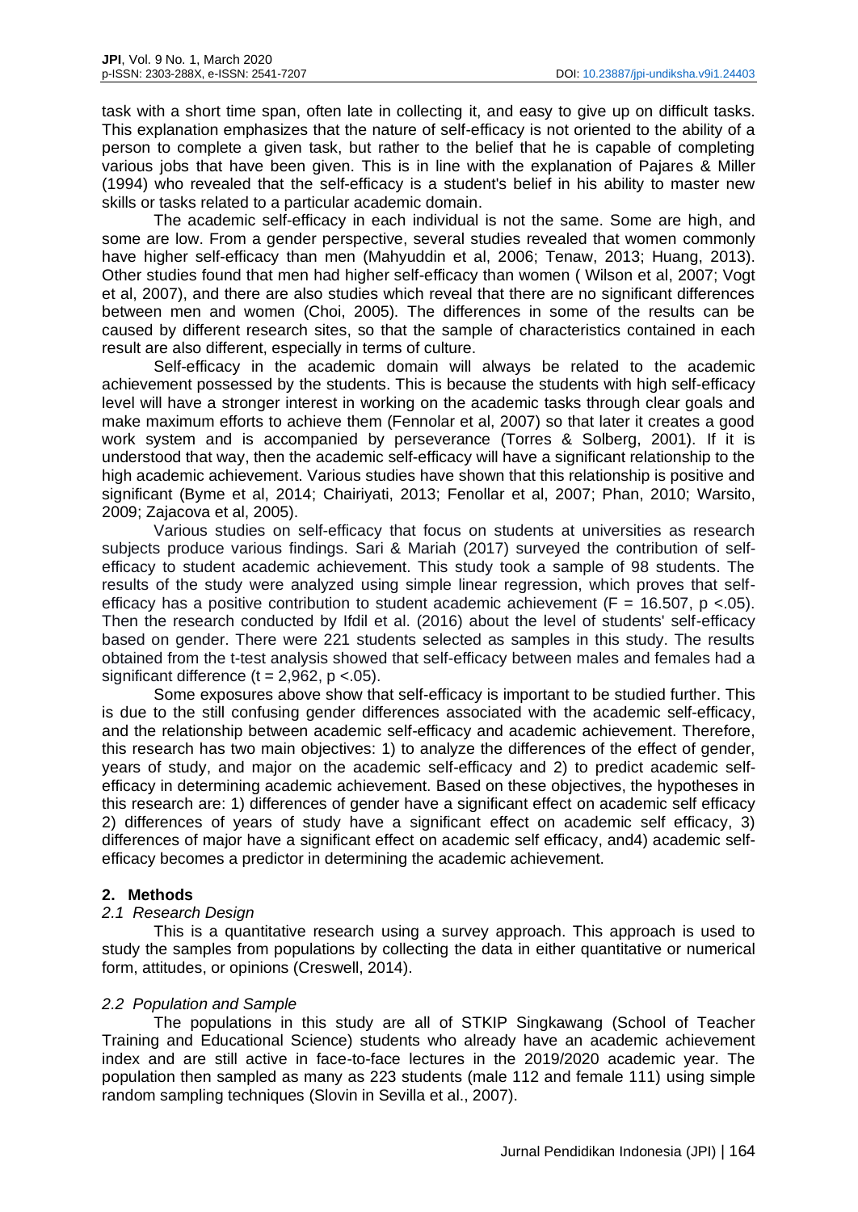task with a short time span, often late in collecting it, and easy to give up on difficult tasks. This explanation emphasizes that the nature of self-efficacy is not oriented to the ability of a person to complete a given task, but rather to the belief that he is capable of completing various jobs that have been given. This is in line with the explanation of Pajares & Miller (1994) who revealed that the self-efficacy is a student's belief in his ability to master new skills or tasks related to a particular academic domain.

The academic self-efficacy in each individual is not the same. Some are high, and some are low. From a gender perspective, several studies revealed that women commonly have higher self-efficacy than men (Mahyuddin et al, 2006; Tenaw, 2013; Huang, 2013). Other studies found that men had higher self-efficacy than women ( Wilson et al, 2007; Vogt et al, 2007), and there are also studies which reveal that there are no significant differences between men and women (Choi, 2005). The differences in some of the results can be caused by different research sites, so that the sample of characteristics contained in each result are also different, especially in terms of culture.

Self-efficacy in the academic domain will always be related to the academic achievement possessed by the students. This is because the students with high self-efficacy level will have a stronger interest in working on the academic tasks through clear goals and make maximum efforts to achieve them (Fennolar et al, 2007) so that later it creates a good work system and is accompanied by perseverance (Torres & Solberg, 2001). If it is understood that way, then the academic self-efficacy will have a significant relationship to the high academic achievement. Various studies have shown that this relationship is positive and significant (Byme et al, 2014; Chairiyati, 2013; Fenollar et al, 2007; Phan, 2010; Warsito, 2009; Zajacova et al, 2005).

Various studies on self-efficacy that focus on students at universities as research subjects produce various findings. Sari & Mariah (2017) surveyed the contribution of self-efficacy to student academic achievement. This study took a sample of 98 students. The results of the study were analyzed using simple linear regression, which proves that self-efficacy has a positive contribution to student academic achievement ($F = 16.507$, $p < .05$). Then the research conducted by Ifdil et al. (2016) about the level of students' self-efficacy based on gender. There were 221 students selected as samples in this study. The results obtained from the t-test analysis showed that self-efficacy between males and females had a significant difference ($t = 2{,}962$, $p < .05$).

Some exposures above show that self-efficacy is important to be studied further. This is due to the still confusing gender differences associated with the academic self-efficacy, and the relationship between academic self-efficacy and academic achievement. Therefore, this research has two main objectives: 1) to analyze the differences of the effect of gender, years of study, and major on the academic self-efficacy and 2) to predict academic self-efficacy in determining academic achievement. Based on these objectives, the hypotheses in this research are: 1) differences of gender have a significant effect on academic self efficacy 2) differences of years of study have a significant effect on academic self efficacy, 3) differences of major have a significant effect on academic self efficacy, and4) academic self-efficacy becomes a predictor in determining the academic achievement.

## 2. Methods

### *2.1 Research Design*

This is a quantitative research using a survey approach. This approach is used to study the samples from populations by collecting the data in either quantitative or numerical form, attitudes, or opinions (Creswell, 2014).

### *2.2 Population and Sample*

The populations in this study are all of STKIP Singkawang (School of Teacher Training and Educational Science) students who already have an academic achievement index and are still active in face-to-face lectures in the 2019/2020 academic year. The population then sampled as many as 223 students (male 112 and female 111) using simple random sampling techniques (Slovin in Sevilla et al., 2007).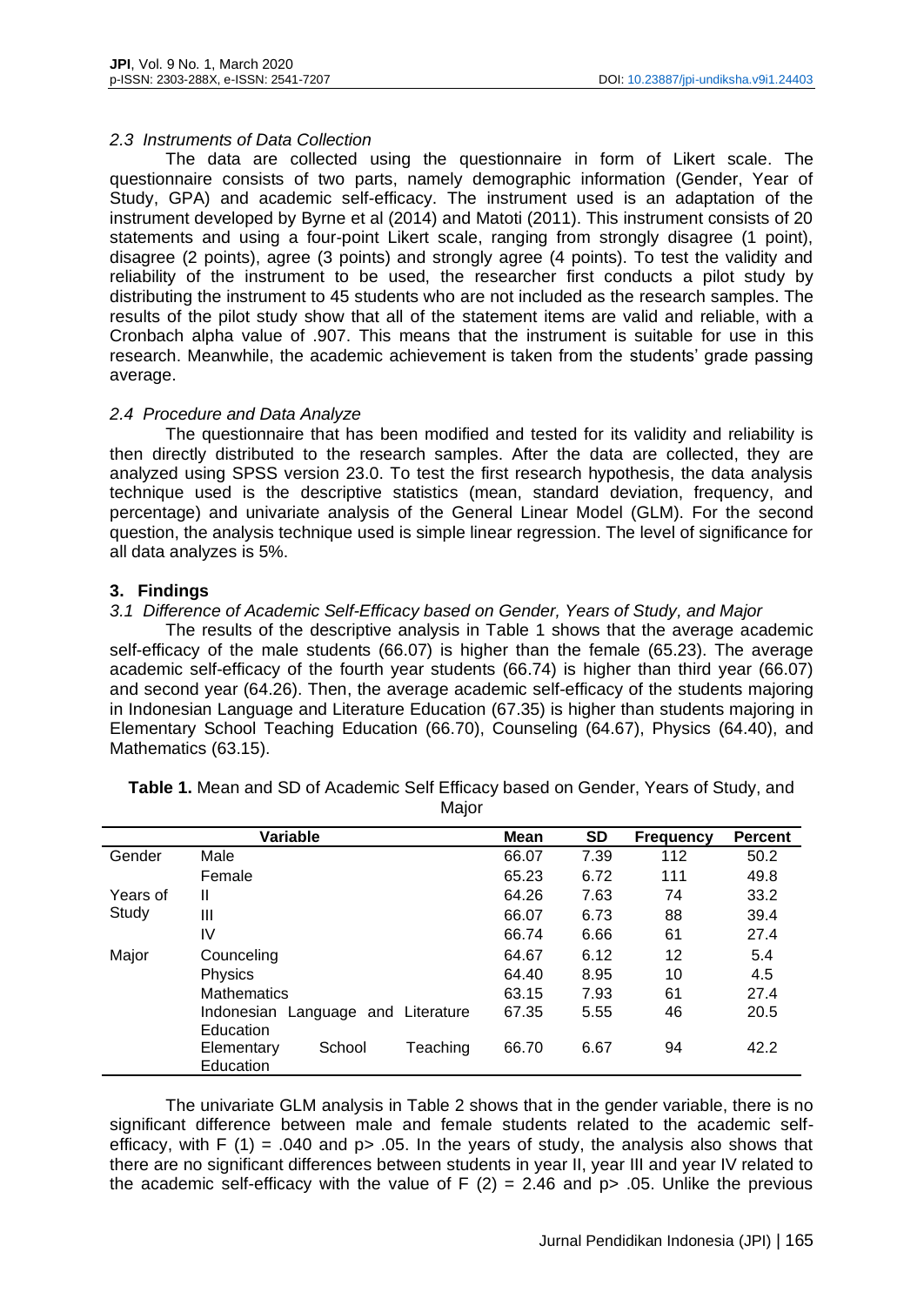### 2.3 Instruments of Data Collection

The data are collected using the questionnaire in form of Likert scale. The questionnaire consists of two parts, namely demographic information (Gender, Year of Study, GPA) and academic self-efficacy. The instrument used is an adaptation of the instrument developed by Byrne et al (2014) and Matoti (2011). This instrument consists of 20 statements and using a four-point Likert scale, ranging from strongly disagree (1 point), disagree (2 points), agree (3 points) and strongly agree (4 points). To test the validity and reliability of the instrument to be used, the researcher first conducts a pilot study by distributing the instrument to 45 students who are not included as the research samples. The results of the pilot study show that all of the statement items are valid and reliable, with a Cronbach alpha value of .907. This means that the instrument is suitable for use in this research. Meanwhile, the academic achievement is taken from the students' grade passing average.

### 2.4 Procedure and Data Analyze

The questionnaire that has been modified and tested for its validity and reliability is then directly distributed to the research samples. After the data are collected, they are analyzed using SPSS version 23.0. To test the first research hypothesis, the data analysis technique used is the descriptive statistics (mean, standard deviation, frequency, and percentage) and univariate analysis of the General Linear Model (GLM). For the second question, the analysis technique used is simple linear regression. The level of significance for all data analyzes is 5%.

## 3. Findings

### 3.1 Difference of Academic Self-Efficacy based on Gender, Years of Study, and Major

The results of the descriptive analysis in Table 1 shows that the average academic self-efficacy of the male students (66.07) is higher than the female (65.23). The average academic self-efficacy of the fourth year students (66.74) is higher than third year (66.07) and second year (64.26). Then, the average academic self-efficacy of the students majoring in Indonesian Language and Literature Education (67.35) is higher than students majoring in Elementary School Teaching Education (66.70), Counseling (64.67), Physics (64.40), and Mathematics (63.15).

**Table 1.** Mean and SD of Academic Self Efficacy based on Gender, Years of Study, and Major

| Variable | | Mean | SD | Frequency | Percent |
|---|---|---|---|---|---|
| Gender | Male | 66.07 | 7.39 | 112 | 50.2 |
| | Female | 65.23 | 6.72 | 111 | 49.8 |
| Years of Study | II | 64.26 | 7.63 | 74 | 33.2 |
| | III | 66.07 | 6.73 | 88 | 39.4 |
| | IV | 66.74 | 6.66 | 61 | 27.4 |
| Major | Counceling | 64.67 | 6.12 | 12 | 5.4 |
| | Physics | 64.40 | 8.95 | 10 | 4.5 |
| | Mathematics | 63.15 | 7.93 | 61 | 27.4 |
| | Indonesian Language and Literature Education | 67.35 | 5.55 | 46 | 20.5 |
| | Elementary School Teaching Education | 66.70 | 6.67 | 94 | 42.2 |

The univariate GLM analysis in Table 2 shows that in the gender variable, there is no significant difference between male and female students related to the academic self-efficacy, with $F(1) = .040$ and $p > .05$. In the years of study, the analysis also shows that there are no significant differences between students in year II, year III and year IV related to the academic self-efficacy with the value of $F(2) = 2.46$ and $p > .05$. Unlike the previous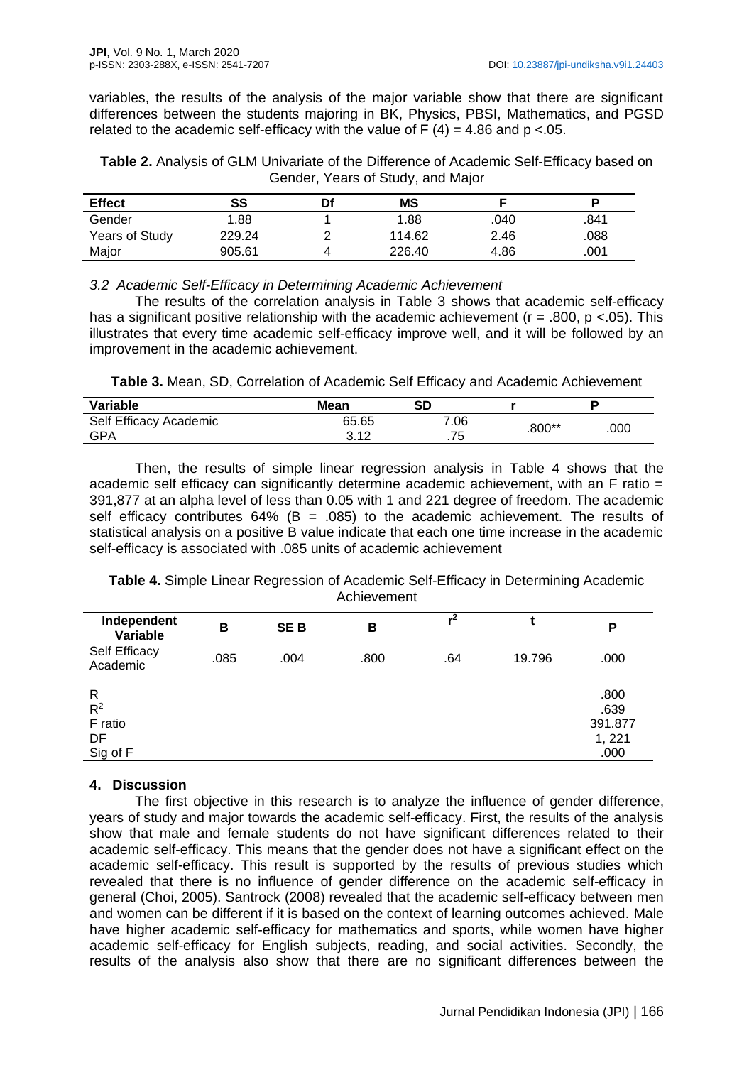variables, the results of the analysis of the major variable show that there are significant differences between the students majoring in BK, Physics, PBSI, Mathematics, and PGSD related to the academic self-efficacy with the value of $F(4) = 4.86$ and $p < .05$.

**Table 2.** Analysis of GLM Univariate of the Difference of Academic Self-Efficacy based on Gender, Years of Study, and Major

| Effect | SS | Df | MS | F | P |
|---|---|---|---|---|---|
| Gender | 1.88 | 1 | 1.88 | .040 | .841 |
| Years of Study | 229.24 | 2 | 114.62 | 2.46 | .088 |
| Major | 905.61 | 4 | 226.40 | 4.86 | .001 |

### *3.2 Academic Self-Efficacy in Determining Academic Achievement*

The results of the correlation analysis in Table 3 shows that academic self-efficacy has a significant positive relationship with the academic achievement ($r = .800$, $p < .05$). This illustrates that every time academic self-efficacy improve well, and it will be followed by an improvement in the academic achievement.

**Table 3.** Mean, SD, Correlation of Academic Self Efficacy and Academic Achievement

| Variable | Mean | SD | r | P |
|---|---|---|---|---|
| Self Efficacy Academic | 65.65 | 7.06 | .800** | .000 |
| GPA | 3.12 | .75 | | |

Then, the results of simple linear regression analysis in Table 4 shows that the academic self efficacy can significantly determine academic achievement, with an F ratio = 391,877 at an alpha level of less than 0.05 with 1 and 221 degree of freedom. The academic self efficacy contributes 64% (B = .085) to the academic achievement. The results of statistical analysis on a positive B value indicate that each one time increase in the academic self-efficacy is associated with .085 units of academic achievement

**Table 4.** Simple Linear Regression of Academic Self-Efficacy in Determining Academic Achievement

| Independent Variable | B | SE B | Β | $r^2$ | t | P |
|---|---|---|---|---|---|---|
| Self Efficacy Academic | .085 | .004 | .800 | .64 | 19.796 | .000 |
| R | | | | | | .800 |
| $R^2$ | | | | | | .639 |
| F ratio | | | | | | 391.877 |
| DF | | | | | | 1, 221 |
| Sig of F | | | | | | .000 |

## 4. Discussion

The first objective in this research is to analyze the influence of gender difference, years of study and major towards the academic self-efficacy. First, the results of the analysis show that male and female students do not have significant differences related to their academic self-efficacy. This means that the gender does not have a significant effect on the academic self-efficacy. This result is supported by the results of previous studies which revealed that there is no influence of gender difference on the academic self-efficacy in general (Choi, 2005). Santrock (2008) revealed that the academic self-efficacy between men and women can be different if it is based on the context of learning outcomes achieved. Male have higher academic self-efficacy for mathematics and sports, while women have higher academic self-efficacy for English subjects, reading, and social activities. Secondly, the results of the analysis also show that there are no significant differences between the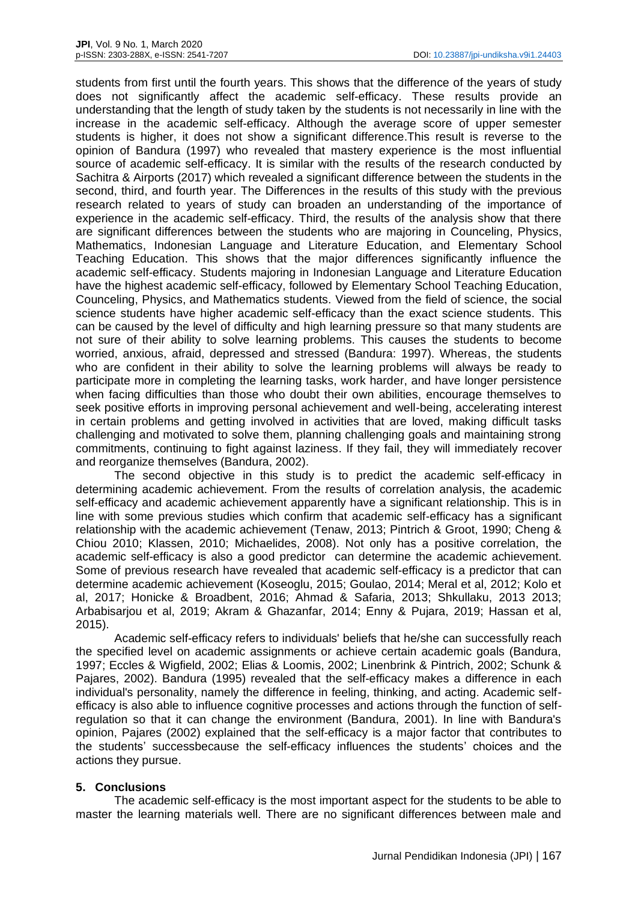students from first until the fourth years. This shows that the difference of the years of study does not significantly affect the academic self-efficacy. These results provide an understanding that the length of study taken by the students is not necessarily in line with the increase in the academic self-efficacy. Although the average score of upper semester students is higher, it does not show a significant difference.This result is reverse to the opinion of Bandura (1997) who revealed that mastery experience is the most influential source of academic self-efficacy. It is similar with the results of the research conducted by Sachitra & Airports (2017) which revealed a significant difference between the students in the second, third, and fourth year. The Differences in the results of this study with the previous research related to years of study can broaden an understanding of the importance of experience in the academic self-efficacy. Third, the results of the analysis show that there are significant differences between the students who are majoring in Counceling, Physics, Mathematics, Indonesian Language and Literature Education, and Elementary School Teaching Education. This shows that the major differences significantly influence the academic self-efficacy. Students majoring in Indonesian Language and Literature Education have the highest academic self-efficacy, followed by Elementary School Teaching Education, Counceling, Physics, and Mathematics students. Viewed from the field of science, the social science students have higher academic self-efficacy than the exact science students. This can be caused by the level of difficulty and high learning pressure so that many students are not sure of their ability to solve learning problems. This causes the students to become worried, anxious, afraid, depressed and stressed (Bandura: 1997). Whereas, the students who are confident in their ability to solve the learning problems will always be ready to participate more in completing the learning tasks, work harder, and have longer persistence when facing difficulties than those who doubt their own abilities, encourage themselves to seek positive efforts in improving personal achievement and well-being, accelerating interest in certain problems and getting involved in activities that are loved, making difficult tasks challenging and motivated to solve them, planning challenging goals and maintaining strong commitments, continuing to fight against laziness. If they fail, they will immediately recover and reorganize themselves (Bandura, 2002).

The second objective in this study is to predict the academic self-efficacy in determining academic achievement. From the results of correlation analysis, the academic self-efficacy and academic achievement apparently have a significant relationship. This is in line with some previous studies which confirm that academic self-efficacy has a significant relationship with the academic achievement (Tenaw, 2013; Pintrich & Groot, 1990; Cheng & Chiou 2010; Klassen, 2010; Michaelides, 2008). Not only has a positive correlation, the academic self-efficacy is also a good predictor can determine the academic achievement. Some of previous research have revealed that academic self-efficacy is a predictor that can determine academic achievement (Koseoglu, 2015; Goulao, 2014; Meral et al, 2012; Kolo et al, 2017; Honicke & Broadbent, 2016; Ahmad & Safaria, 2013; Shkullaku, 2013 2013; Arbabisarjou et al, 2019; Akram & Ghazanfar, 2014; Enny & Pujara, 2019; Hassan et al, 2015).

Academic self-efficacy refers to individuals' beliefs that he/she can successfully reach the specified level on academic assignments or achieve certain academic goals (Bandura, 1997; Eccles & Wigfield, 2002; Elias & Loomis, 2002; Linenbrink & Pintrich, 2002; Schunk & Pajares, 2002). Bandura (1995) revealed that the self-efficacy makes a difference in each individual's personality, namely the difference in feeling, thinking, and acting. Academic self-efficacy is also able to influence cognitive processes and actions through the function of self-regulation so that it can change the environment (Bandura, 2001). In line with Bandura's opinion, Pajares (2002) explained that the self-efficacy is a major factor that contributes to the students' successbecause the self-efficacy influences the students' choices and the actions they pursue.

## 5. Conclusions

The academic self-efficacy is the most important aspect for the students to be able to master the learning materials well. There are no significant differences between male and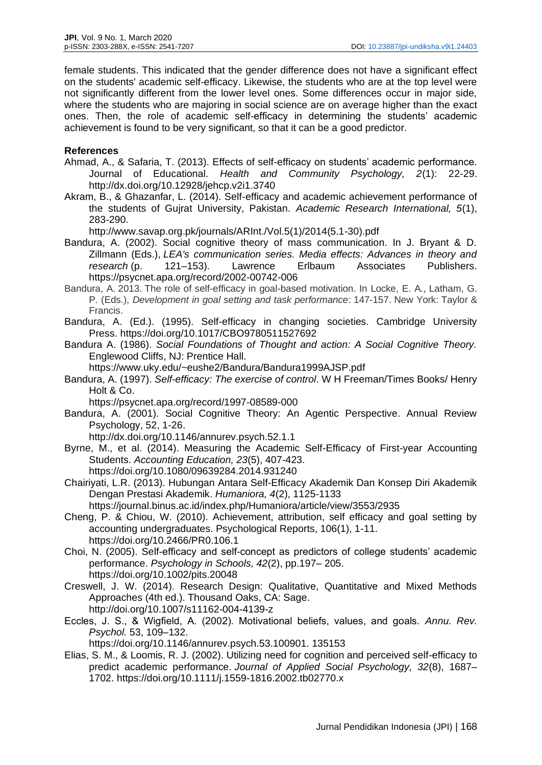female students. This indicated that the gender difference does not have a significant effect on the students' academic self-efficacy. Likewise, the students who are at the top level were not significantly different from the lower level ones. Some differences occur in major side, where the students who are majoring in social science are on average higher than the exact ones. Then, the role of academic self-efficacy in determining the students' academic achievement is found to be very significant, so that it can be a good predictor.

**References**

Ahmad, A., & Safaria, T. (2013). Effects of self-efficacy on students' academic performance. Journal of Educational. *Health and Community Psychology, 2*(1): 22-29. http://dx.doi.org/10.12928/jehcp.v2i1.3740

Akram, B., & Ghazanfar, L. (2014). Self-efficacy and academic achievement performance of the students of Gujrat University, Pakistan. *Academic Research International, 5*(1), 283-290. http://www.savap.org.pk/journals/ARInt./Vol.5(1)/2014(5.1-30).pdf

Bandura, A. (2002). Social cognitive theory of mass communication. In J. Bryant & D. Zillmann (Eds.), *LEA's communication series. Media effects: Advances in theory and research* (p. 121–153). Lawrence Erlbaum Associates Publishers. https://psycnet.apa.org/record/2002-00742-006

Bandura, A. 2013. The role of self-efficacy in goal-based motivation. In Locke, E. A., Latham, G. P. (Eds.), *Development in goal setting and task performance*: 147-157. New York: Taylor & Francis.

Bandura, A. (Ed.). (1995). Self-efficacy in changing societies. Cambridge University Press. https://doi.org/10.1017/CBO9780511527692

Bandura A. (1986). *Social Foundations of Thought and action: A Social Cognitive Theory.* Englewood Cliffs, NJ: Prentice Hall. https://www.uky.edu/~eushe2/Bandura/Bandura1999AJSP.pdf

Bandura, A. (1997). *Self-efficacy: The exercise of control*. W H Freeman/Times Books/ Henry Holt & Co. https://psycnet.apa.org/record/1997-08589-000

Bandura, A. (2001). Social Cognitive Theory: An Agentic Perspective. Annual Review Psychology, 52, 1-26. http://dx.doi.org/10.1146/annurev.psych.52.1.1

Byrne, M., et al. (2014). Measuring the Academic Self-Efficacy of First-year Accounting Students. *Accounting Education, 23*(5), 407-423. https://doi.org/10.1080/09639284.2014.931240

Chairiyati, L.R. (2013). Hubungan Antara Self-Efficacy Akademik Dan Konsep Diri Akademik Dengan Prestasi Akademik. *Humaniora, 4*(2), 1125-1133 https://journal.binus.ac.id/index.php/Humaniora/article/view/3553/2935

Cheng, P. & Chiou, W. (2010). Achievement, attribution, self efficacy and goal setting by accounting undergraduates. Psychological Reports, 106(1), 1-11. https://doi.org/10.2466/PR0.106.1

Choi, N. (2005). Self-efficacy and self-concept as predictors of college students' academic performance. *Psychology in Schools, 42*(2), pp.197– 205. https://doi.org/10.1002/pits.20048

Creswell, J. W. (2014). Research Design: Qualitative, Quantitative and Mixed Methods Approaches (4th ed.). Thousand Oaks, CA: Sage. http://doi.org/10.1007/s11162-004-4139-z

Eccles, J. S., & Wigfield, A. (2002). Motivational beliefs, values, and goals. *Annu. Rev. Psychol.* 53, 109–132. https://doi.org/10.1146/annurev.psych.53.100901. 135153

Elias, S. M., & Loomis, R. J. (2002). Utilizing need for cognition and perceived self-efficacy to predict academic performance. *Journal of Applied Social Psychology, 32*(8), 1687–1702. https://doi.org/10.1111/j.1559-1816.2002.tb02770.x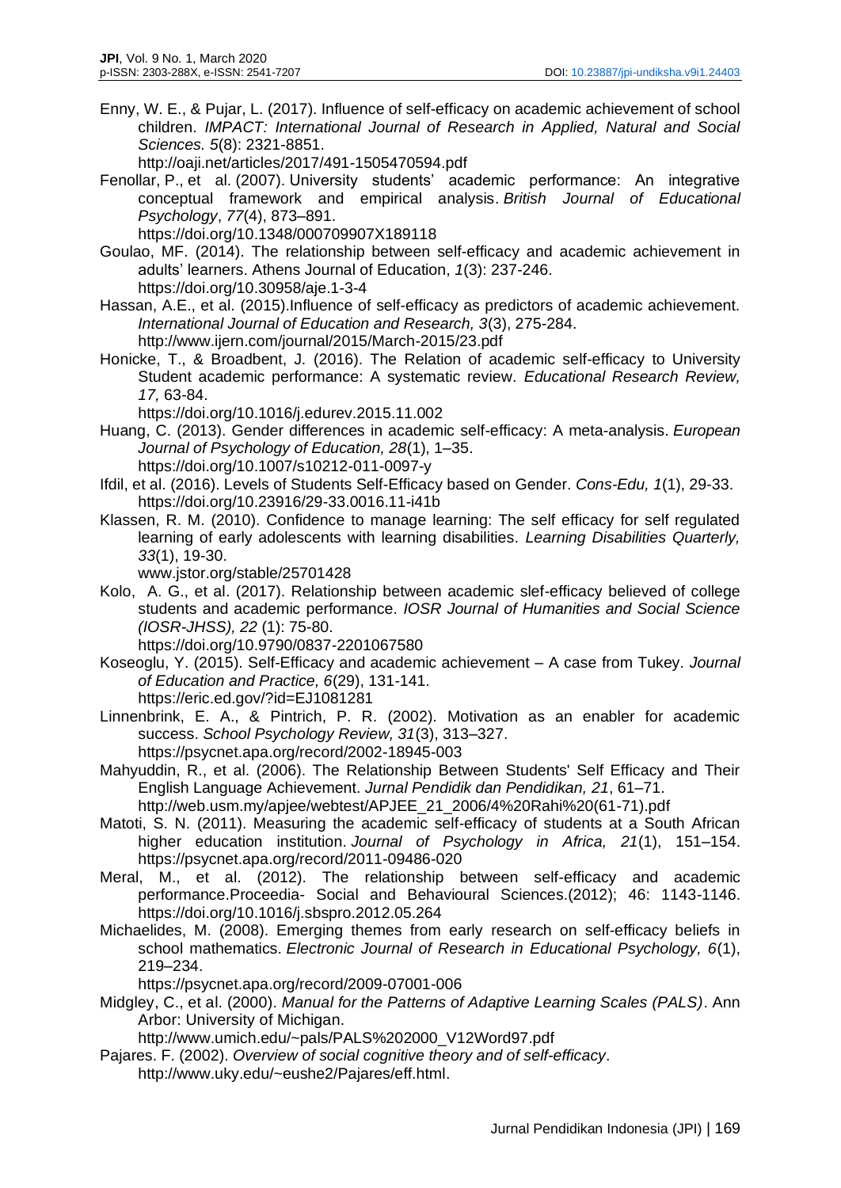Enny, W. E., & Pujar, L. (2017). Influence of self-efficacy on academic achievement of school children. *IMPACT: International Journal of Research in Applied, Natural and Social Sciences. 5*(8): 2321-8851. http://oaji.net/articles/2017/491-1505470594.pdf

Fenollar, P., et al. (2007). University students' academic performance: An integrative conceptual framework and empirical analysis. *British Journal of Educational Psychology*, *77*(4), 873–891. https://doi.org/10.1348/000709907X189118

Goulao, MF. (2014). The relationship between self-efficacy and academic achievement in adults' learners. Athens Journal of Education, *1*(3): 237-246. https://doi.org/10.30958/aje.1-3-4

Hassan, A.E., et al. (2015).Influence of self-efficacy as predictors of academic achievement. *International Journal of Education and Research, 3*(3), 275-284. http://www.ijern.com/journal/2015/March-2015/23.pdf

Honicke, T., & Broadbent, J. (2016). The Relation of academic self-efficacy to University Student academic performance: A systematic review. *Educational Research Review, 17,* 63-84. https://doi.org/10.1016/j.edurev.2015.11.002

Huang, C. (2013). Gender differences in academic self-efficacy: A meta-analysis. *European Journal of Psychology of Education, 28*(1), 1–35. https://doi.org/10.1007/s10212-011-0097-y

Ifdil, et al. (2016). Levels of Students Self-Efficacy based on Gender. *Cons-Edu, 1*(1), 29-33. https://doi.org/10.23916/29-33.0016.11-i41b

Klassen, R. M. (2010). Confidence to manage learning: The self efficacy for self regulated learning of early adolescents with learning disabilities. *Learning Disabilities Quarterly, 33*(1), 19-30. www.jstor.org/stable/25701428

Kolo, A. G., et al. (2017). Relationship between academic slef-efficacy believed of college students and academic performance. *IOSR Journal of Humanities and Social Science (IOSR-JHSS), 22* (1): 75-80. https://doi.org/10.9790/0837-2201067580

Koseoglu, Y. (2015). Self-Efficacy and academic achievement – A case from Tukey. *Journal of Education and Practice, 6*(29), 131-141. https://eric.ed.gov/?id=EJ1081281

Linnenbrink, E. A., & Pintrich, P. R. (2002). Motivation as an enabler for academic success. *School Psychology Review, 31*(3), 313–327. https://psycnet.apa.org/record/2002-18945-003

Mahyuddin, R., et al. (2006). The Relationship Between Students' Self Efficacy and Their English Language Achievement. *Jurnal Pendidik dan Pendidikan, 21*, 61–71. http://web.usm.my/apjee/webtest/APJEE_21_2006/4%20Rahi%20(61-71).pdf

Matoti, S. N. (2011). Measuring the academic self-efficacy of students at a South African higher education institution. *Journal of Psychology in Africa, 21*(1), 151–154. https://psycnet.apa.org/record/2011-09486-020

Meral, M., et al. (2012). The relationship between self-efficacy and academic performance.Proceedia- Social and Behavioural Sciences.(2012); 46: 1143-1146. https://doi.org/10.1016/j.sbspro.2012.05.264

Michaelides, M. (2008). Emerging themes from early research on self-efficacy beliefs in school mathematics. *Electronic Journal of Research in Educational Psychology, 6*(1), 219–234. https://psycnet.apa.org/record/2009-07001-006

Midgley, C., et al. (2000). *Manual for the Patterns of Adaptive Learning Scales (PALS)*. Ann Arbor: University of Michigan. http://www.umich.edu/~pals/PALS%202000_V12Word97.pdf

Pajares. F. (2002). *Overview of social cognitive theory and of self-efficacy*. http://www.uky.edu/~eushe2/Pajares/eff.html.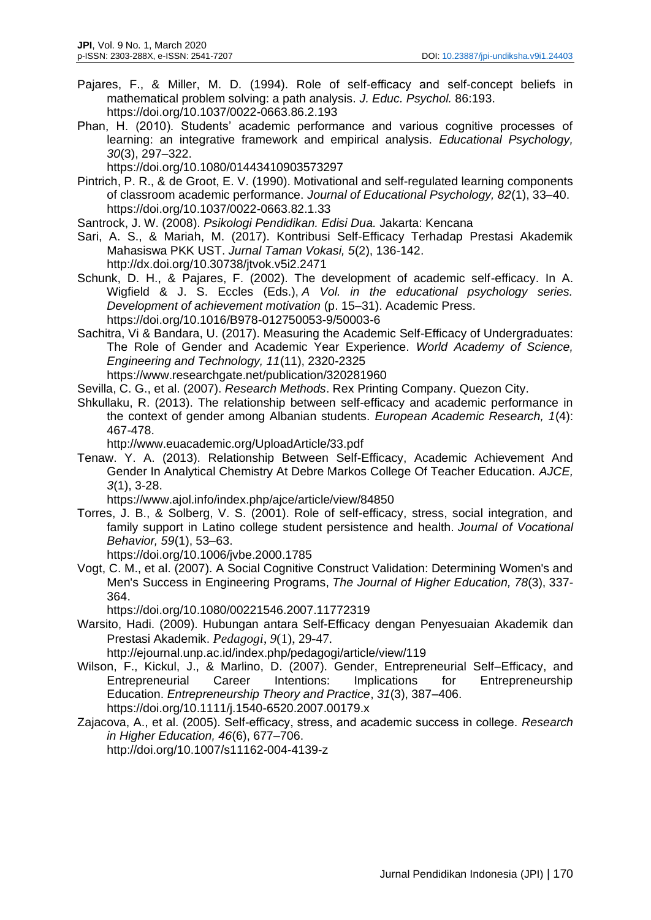Pajares, F., & Miller, M. D. (1994). Role of self-efficacy and self-concept beliefs in mathematical problem solving: a path analysis. *J. Educ. Psychol.* 86:193. https://doi.org/10.1037/0022-0663.86.2.193

Phan, H. (2010). Students' academic performance and various cognitive processes of learning: an integrative framework and empirical analysis. *Educational Psychology, 30*(3), 297–322. https://doi.org/10.1080/01443410903573297

Pintrich, P. R., & de Groot, E. V. (1990). Motivational and self-regulated learning components of classroom academic performance. *Journal of Educational Psychology, 82*(1), 33–40. https://doi.org/10.1037/0022-0663.82.1.33

Santrock, J. W. (2008). *Psikologi Pendidikan. Edisi Dua.* Jakarta: Kencana

Sari, A. S., & Mariah, M. (2017). Kontribusi Self-Efficacy Terhadap Prestasi Akademik Mahasiswa PKK UST. *Jurnal Taman Vokasi, 5*(2), 136-142. http://dx.doi.org/10.30738/jtvok.v5i2.2471

Schunk, D. H., & Pajares, F. (2002). The development of academic self-efficacy. In A. Wigfield & J. S. Eccles (Eds.), *A Vol. in the educational psychology series. Development of achievement motivation* (p. 15–31). Academic Press. https://doi.org/10.1016/B978-012750053-9/50003-6

Sachitra, Vi & Bandara, U. (2017). Measuring the Academic Self-Efficacy of Undergraduates: The Role of Gender and Academic Year Experience. *World Academy of Science, Engineering and Technology, 11*(11), 2320-2325 https://www.researchgate.net/publication/320281960

Sevilla, C. G., et al. (2007). *Research Methods*. Rex Printing Company. Quezon City.

Shkullaku, R. (2013). The relationship between self-efficacy and academic performance in the context of gender among Albanian students. *European Academic Research, 1*(4): 467-478. http://www.euacademic.org/UploadArticle/33.pdf

Tenaw. Y. A. (2013). Relationship Between Self-Efficacy, Academic Achievement And Gender In Analytical Chemistry At Debre Markos College Of Teacher Education. *AJCE, 3*(1), 3-28. https://www.ajol.info/index.php/ajce/article/view/84850

Torres, J. B., & Solberg, V. S. (2001). Role of self-efficacy, stress, social integration, and family support in Latino college student persistence and health. *Journal of Vocational Behavior, 59*(1), 53–63. https://doi.org/10.1006/jvbe.2000.1785

Vogt, C. M., et al. (2007). A Social Cognitive Construct Validation: Determining Women's and Men's Success in Engineering Programs, *The Journal of Higher Education, 78*(3), 337-364. https://doi.org/10.1080/00221546.2007.11772319

Warsito, Hadi. (2009). Hubungan antara Self-Efficacy dengan Penyesuaian Akademik dan Prestasi Akademik. *Pedagogi*, *9*(1), 29-47. http://ejournal.unp.ac.id/index.php/pedagogi/article/view/119

Wilson, F., Kickul, J., & Marlino, D. (2007). Gender, Entrepreneurial Self–Efficacy, and Entrepreneurial Career Intentions: Implications for Entrepreneurship Education. *Entrepreneurship Theory and Practice*, *31*(3), 387–406. https://doi.org/10.1111/j.1540-6520.2007.00179.x

Zajacova, A., et al. (2005). Self-efficacy, stress, and academic success in college. *Research in Higher Education, 46*(6), 677–706. http://doi.org/10.1007/s11162-004-4139-z